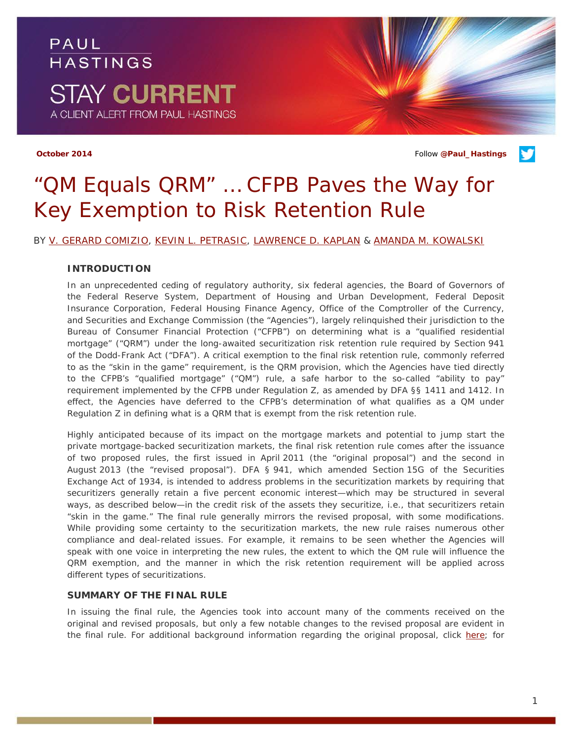PAUL HASTINGS

STAY CURRENT

A CLIENT ALERT FROM PAUL HASTINGS

**October 2014**

Follow **@Paul_Hastings**

# "QM Equals QRM" … CFPB Paves the Way for Key Exemption to Risk Retention Rule

BY V. GERARD COMIZIO, KEVIN L. PETRASIC, LAWRENCE D. KAPLAN & AMANDA M. KOWALSKI

### INTRODUCTION

In an unprecedented ceding of regulatory authority, six federal agencies, the Board of Governors of the Federal Reserve System, Department of Housing and Urban Development, Federal Deposit Insurance Corporation, Federal Housing Finance Agency, Office of the Comptroller of the Currency, and Securities and Exchange Commission (the "Agencies"), largely relinquished their jurisdiction to the Bureau of Consumer Financial Protection ("CFPB") on determining what is a "qualified residential mortgage" ("QRM") under the long-awaited securitization risk retention rule required by Section 941 of the Dodd-Frank Act ("DFA"). A critical exemption to the final risk retention rule, commonly referred to as the "skin in the game" requirement, is the QRM provision, which the Agencies have tied directly to the CFPB's "qualified mortgage" ("QM") rule, a safe harbor to the so-called "ability to pay" requirement implemented by the CFPB under Regulation Z, as amended by DFA §§ 1411 and 1412. In effect, the Agencies have deferred to the CFPB's determination of what qualifies as a QM under Regulation Z in defining what is a QRM that is exempt from the risk retention rule.

Highly anticipated because of its impact on the mortgage markets and potential to jump start the private mortgage-backed securitization markets, the final risk retention rule comes after the issuance of two proposed rules, the first issued in April 2011 (the "original proposal") and the second in August 2013 (the "revised proposal"). DFA § 941, which amended Section 15G of the Securities Exchange Act of 1934, is intended to address problems in the securitization markets by requiring that securitizers generally retain a five percent economic interest—which may be structured in several ways, as described below—in the credit risk of the assets they securitize, i.e., that securitizers retain "skin in the game." The final rule generally mirrors the revised proposal, with some modifications. While providing some certainty to the securitization markets, the new rule raises numerous other compliance and deal-related issues. For example, it remains to be seen whether the Agencies will speak with one voice in interpreting the new rules, the extent to which the QM rule will influence the QRM exemption, and the manner in which the risk retention requirement will be applied across different types of securitizations.

### SUMMARY OF THE FINAL RULE

In issuing the final rule, the Agencies took into account many of the comments received on the original and revised proposals, but only a few notable changes to the revised proposal are evident in the final rule. For additional background information regarding the original proposal, click here; for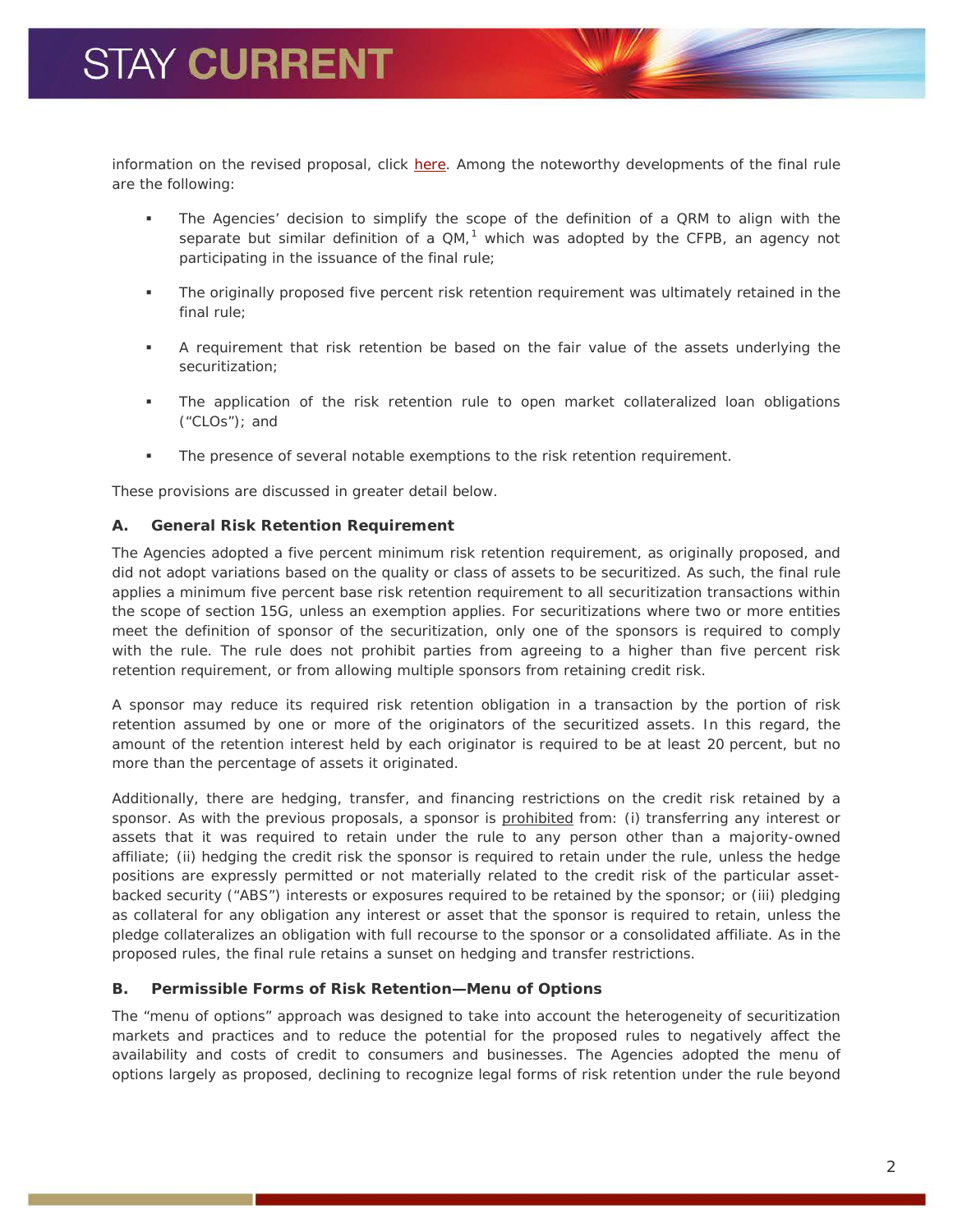information on the revised proposal, click here. Among the noteworthy developments of the final rule are the following:

- The Agencies' decision to simplify the scope of the definition of a QRM to align with the separate but similar definition of a QM,[1] which was adopted by the CFPB, an agency not participating in the issuance of the final rule;
- The originally proposed five percent risk retention requirement was ultimately retained in the final rule;
- A requirement that risk retention be based on the fair value of the assets underlying the securitization;
- The application of the risk retention rule to open market collateralized loan obligations ("CLOs"); and
- The presence of several notable exemptions to the risk retention requirement.

These provisions are discussed in greater detail below.

### A. General Risk Retention Requirement

The Agencies adopted a five percent minimum risk retention requirement, as originally proposed, and did not adopt variations based on the quality or class of assets to be securitized. As such, the final rule applies a minimum five percent base risk retention requirement to all securitization transactions within the scope of section 15G, unless an exemption applies. For securitizations where two or more entities meet the definition of sponsor of the securitization, only one of the sponsors is required to comply with the rule. The rule does not prohibit parties from agreeing to a higher than five percent risk retention requirement, or from allowing multiple sponsors from retaining credit risk.

A sponsor may reduce its required risk retention obligation in a transaction by the portion of risk retention assumed by one or more of the originators of the securitized assets. In this regard, the amount of the retention interest held by each originator is required to be at least 20 percent, but no more than the percentage of assets it originated.

Additionally, there are hedging, transfer, and financing restrictions on the credit risk retained by a sponsor. As with the previous proposals, a sponsor is prohibited from: (i) transferring any interest or assets that it was required to retain under the rule to any person other than a majority-owned affiliate; (ii) hedging the credit risk the sponsor is required to retain under the rule, unless the hedge positions are expressly permitted or not materially related to the credit risk of the particular asset-backed security ("ABS") interests or exposures required to be retained by the sponsor; or (iii) pledging as collateral for any obligation any interest or asset that the sponsor is required to retain, unless the pledge collateralizes an obligation with full recourse to the sponsor or a consolidated affiliate. As in the proposed rules, the final rule retains a sunset on hedging and transfer restrictions.

### B. Permissible Forms of Risk Retention—Menu of Options

The "menu of options" approach was designed to take into account the heterogeneity of securitization markets and practices and to reduce the potential for the proposed rules to negatively affect the availability and costs of credit to consumers and businesses. The Agencies adopted the menu of options largely as proposed, declining to recognize legal forms of risk retention under the rule beyond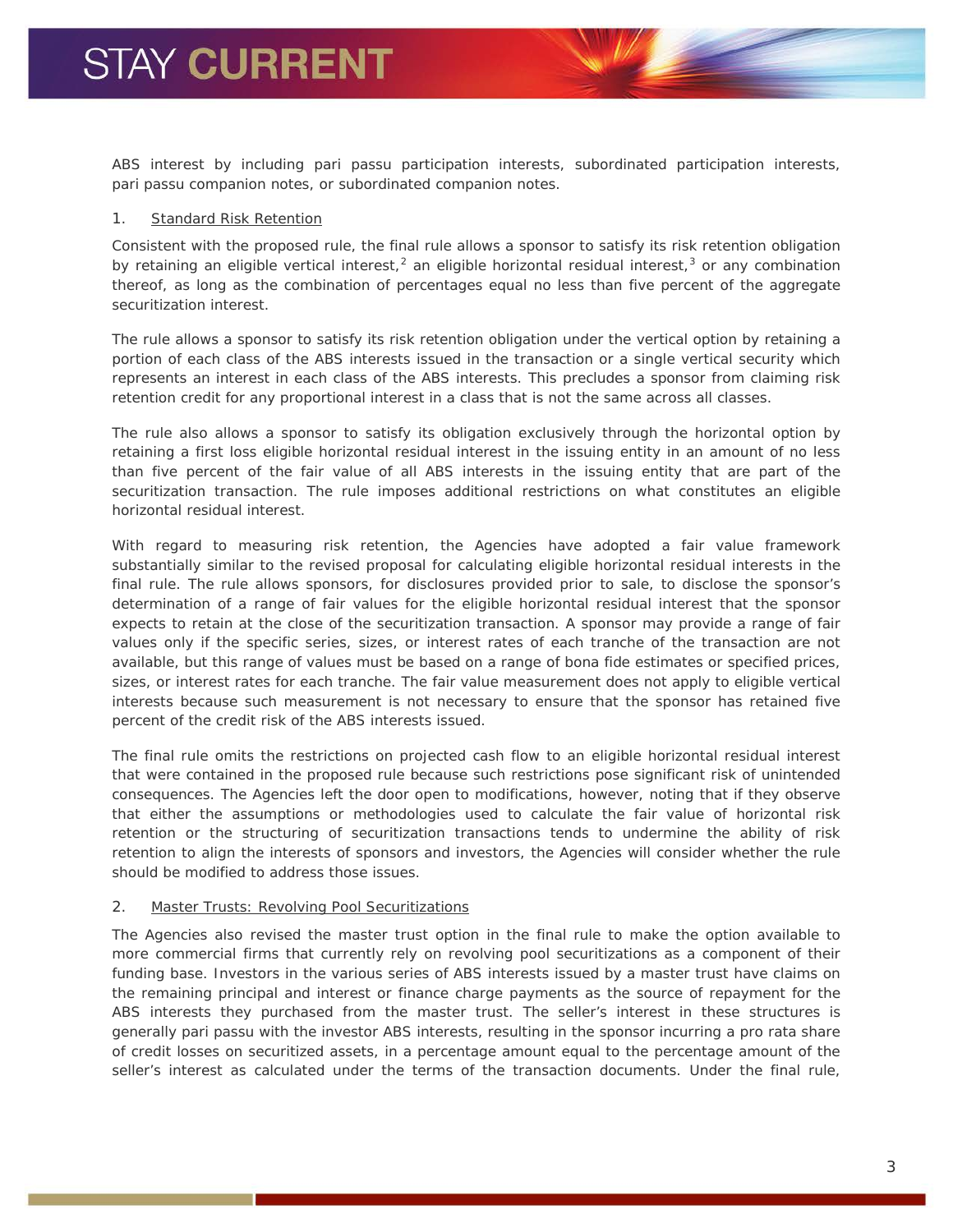ABS interest by including pari passu participation interests, subordinated participation interests, pari passu companion notes, or subordinated companion notes.

1. Standard Risk Retention

Consistent with the proposed rule, the final rule allows a sponsor to satisfy its risk retention obligation by retaining an eligible vertical interest,[2] an eligible horizontal residual interest,[3] or any combination thereof, as long as the combination of percentages equal no less than five percent of the aggregate securitization interest.

The rule allows a sponsor to satisfy its risk retention obligation under the vertical option by retaining a portion of each class of the ABS interests issued in the transaction or a single vertical security which represents an interest in each class of the ABS interests. This precludes a sponsor from claiming risk retention credit for any proportional interest in a class that is not the same across all classes.

The rule also allows a sponsor to satisfy its obligation exclusively through the horizontal option by retaining a first loss eligible horizontal residual interest in the issuing entity in an amount of no less than five percent of the fair value of all ABS interests in the issuing entity that are part of the securitization transaction. The rule imposes additional restrictions on what constitutes an eligible horizontal residual interest.

With regard to measuring risk retention, the Agencies have adopted a fair value framework substantially similar to the revised proposal for calculating eligible horizontal residual interests in the final rule. The rule allows sponsors, for disclosures provided prior to sale, to disclose the sponsor's determination of a range of fair values for the eligible horizontal residual interest that the sponsor expects to retain at the close of the securitization transaction. A sponsor may provide a range of fair values only if the specific series, sizes, or interest rates of each tranche of the transaction are not available, but this range of values must be based on a range of bona fide estimates or specified prices, sizes, or interest rates for each tranche. The fair value measurement does not apply to eligible vertical interests because such measurement is not necessary to ensure that the sponsor has retained five percent of the credit risk of the ABS interests issued.

The final rule omits the restrictions on projected cash flow to an eligible horizontal residual interest that were contained in the proposed rule because such restrictions pose significant risk of unintended consequences. The Agencies left the door open to modifications, however, noting that if they observe that either the assumptions or methodologies used to calculate the fair value of horizontal risk retention or the structuring of securitization transactions tends to undermine the ability of risk retention to align the interests of sponsors and investors, the Agencies will consider whether the rule should be modified to address those issues.

2. Master Trusts: Revolving Pool Securitizations

The Agencies also revised the master trust option in the final rule to make the option available to more commercial firms that currently rely on revolving pool securitizations as a component of their funding base. Investors in the various series of ABS interests issued by a master trust have claims on the remaining principal and interest or finance charge payments as the source of repayment for the ABS interests they purchased from the master trust. The seller's interest in these structures is generally pari passu with the investor ABS interests, resulting in the sponsor incurring a pro rata share of credit losses on securitized assets, in a percentage amount equal to the percentage amount of the seller's interest as calculated under the terms of the transaction documents. Under the final rule,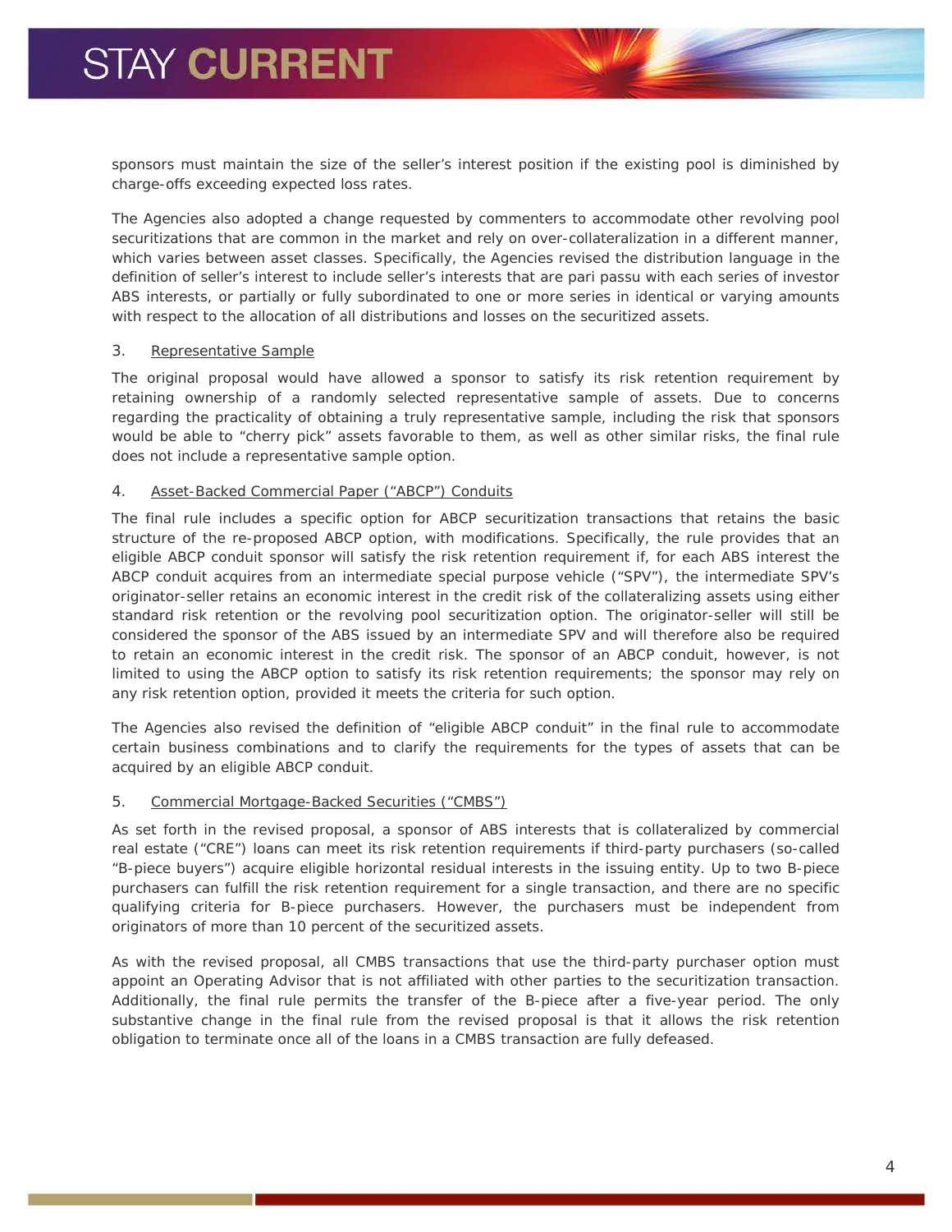sponsors must maintain the size of the seller's interest position if the existing pool is diminished by charge-offs exceeding expected loss rates.

The Agencies also adopted a change requested by commenters to accommodate other revolving pool securitizations that are common in the market and rely on over-collateralization in a different manner, which varies between asset classes. Specifically, the Agencies revised the distribution language in the definition of seller's interest to include seller's interests that are pari passu with each series of investor ABS interests, or partially or fully subordinated to one or more series in identical or varying amounts with respect to the allocation of all distributions and losses on the securitized assets.

3. Representative Sample

The original proposal would have allowed a sponsor to satisfy its risk retention requirement by retaining ownership of a randomly selected representative sample of assets. Due to concerns regarding the practicality of obtaining a truly representative sample, including the risk that sponsors would be able to "cherry pick" assets favorable to them, as well as other similar risks, the final rule does not include a representative sample option.

4. Asset-Backed Commercial Paper ("ABCP") Conduits

The final rule includes a specific option for ABCP securitization transactions that retains the basic structure of the re-proposed ABCP option, with modifications. Specifically, the rule provides that an eligible ABCP conduit sponsor will satisfy the risk retention requirement if, for each ABS interest the ABCP conduit acquires from an intermediate special purpose vehicle ("SPV"), the intermediate SPV's originator-seller retains an economic interest in the credit risk of the collateralizing assets using either standard risk retention or the revolving pool securitization option. The originator-seller will still be considered the sponsor of the ABS issued by an intermediate SPV and will therefore also be required to retain an economic interest in the credit risk. The sponsor of an ABCP conduit, however, is not limited to using the ABCP option to satisfy its risk retention requirements; the sponsor may rely on any risk retention option, provided it meets the criteria for such option.

The Agencies also revised the definition of "eligible ABCP conduit" in the final rule to accommodate certain business combinations and to clarify the requirements for the types of assets that can be acquired by an eligible ABCP conduit.

5. Commercial Mortgage-Backed Securities ("CMBS")

As set forth in the revised proposal, a sponsor of ABS interests that is collateralized by commercial real estate ("CRE") loans can meet its risk retention requirements if third-party purchasers (so-called "B-piece buyers") acquire eligible horizontal residual interests in the issuing entity. Up to two B-piece purchasers can fulfill the risk retention requirement for a single transaction, and there are no specific qualifying criteria for B-piece purchasers. However, the purchasers must be independent from originators of more than 10 percent of the securitized assets.

As with the revised proposal, all CMBS transactions that use the third-party purchaser option must appoint an Operating Advisor that is not affiliated with other parties to the securitization transaction. Additionally, the final rule permits the transfer of the B-piece after a five-year period. The only substantive change in the final rule from the revised proposal is that it allows the risk retention obligation to terminate once all of the loans in a CMBS transaction are fully defeased.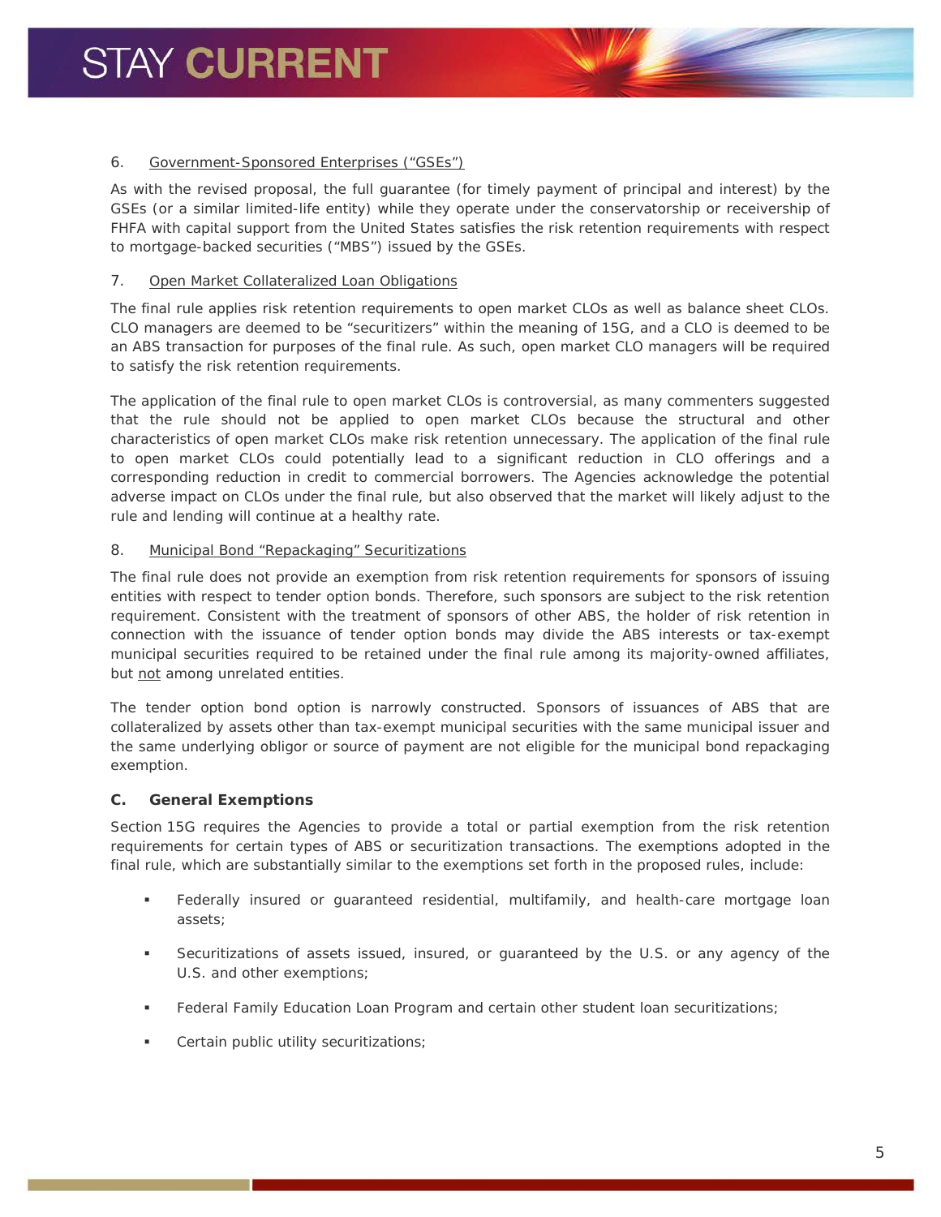6. Government-Sponsored Enterprises (“GSEs”)

As with the revised proposal, the full guarantee (for timely payment of principal and interest) by the GSEs (or a similar limited-life entity) while they operate under the conservatorship or receivership of FHFA with capital support from the United States satisfies the risk retention requirements with respect to mortgage-backed securities (“MBS”) issued by the GSEs.

7. Open Market Collateralized Loan Obligations

The final rule applies risk retention requirements to open market CLOs as well as balance sheet CLOs. CLO managers are deemed to be “securitizers” within the meaning of 15G, and a CLO is deemed to be an ABS transaction for purposes of the final rule. As such, open market CLO managers will be required to satisfy the risk retention requirements.

The application of the final rule to open market CLOs is controversial, as many commenters suggested that the rule should not be applied to open market CLOs because the structural and other characteristics of open market CLOs make risk retention unnecessary. The application of the final rule to open market CLOs could potentially lead to a significant reduction in CLO offerings and a corresponding reduction in credit to commercial borrowers. The Agencies acknowledge the potential adverse impact on CLOs under the final rule, but also observed that the market will likely adjust to the rule and lending will continue at a healthy rate.

8. Municipal Bond “Repackaging” Securitizations

The final rule does not provide an exemption from risk retention requirements for sponsors of issuing entities with respect to tender option bonds. Therefore, such sponsors are subject to the risk retention requirement. Consistent with the treatment of sponsors of other ABS, the holder of risk retention in connection with the issuance of tender option bonds may divide the ABS interests or tax-exempt municipal securities required to be retained under the final rule among its majority-owned affiliates, but not among unrelated entities.

The tender option bond option is narrowly constructed. Sponsors of issuances of ABS that are collateralized by assets other than tax-exempt municipal securities with the same municipal issuer and the same underlying obligor or source of payment are not eligible for the municipal bond repackaging exemption.

### C. General Exemptions

Section 15G requires the Agencies to provide a total or partial exemption from the risk retention requirements for certain types of ABS or securitization transactions. The exemptions adopted in the final rule, which are substantially similar to the exemptions set forth in the proposed rules, include:

- Federally insured or guaranteed residential, multifamily, and health-care mortgage loan assets;
- Securitizations of assets issued, insured, or guaranteed by the U.S. or any agency of the U.S. and other exemptions;
- Federal Family Education Loan Program and certain other student loan securitizations;
- Certain public utility securitizations;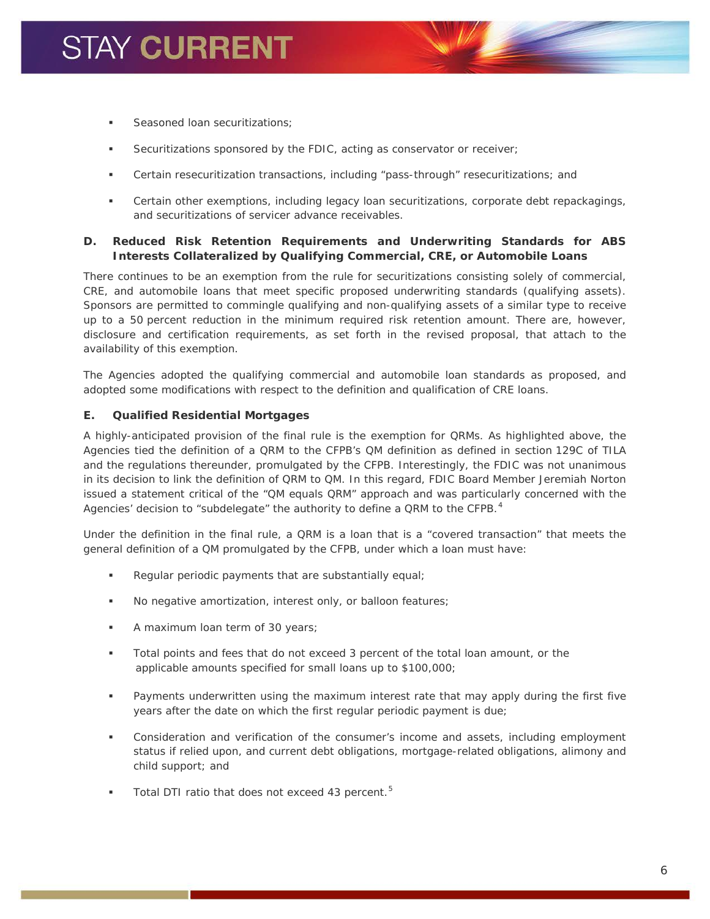- Seasoned loan securitizations;
- Securitizations sponsored by the FDIC, acting as conservator or receiver;
- Certain resecuritization transactions, including "pass-through" resecuritizations; and
- Certain other exemptions, including legacy loan securitizations, corporate debt repackagings, and securitizations of servicer advance receivables.

**D. Reduced Risk Retention Requirements and Underwriting Standards for ABS Interests Collateralized by Qualifying Commercial, CRE, or Automobile Loans**

There continues to be an exemption from the rule for securitizations consisting solely of commercial, CRE, and automobile loans that meet specific proposed underwriting standards (qualifying assets). Sponsors are permitted to commingle qualifying and non-qualifying assets of a similar type to receive up to a 50 percent reduction in the minimum required risk retention amount. There are, however, disclosure and certification requirements, as set forth in the revised proposal, that attach to the availability of this exemption.

The Agencies adopted the qualifying commercial and automobile loan standards as proposed, and adopted some modifications with respect to the definition and qualification of CRE loans.

**E. Qualified Residential Mortgages**

A highly-anticipated provision of the final rule is the exemption for QRMs. As highlighted above, the Agencies tied the definition of a QRM to the CFPB's QM definition as defined in section 129C of TILA and the regulations thereunder, promulgated by the CFPB. Interestingly, the FDIC was not unanimous in its decision to link the definition of QRM to QM. In this regard, FDIC Board Member Jeremiah Norton issued a statement critical of the "QM equals QRM" approach and was particularly concerned with the Agencies' decision to "subdelegate" the authority to define a QRM to the CFPB.[4]

Under the definition in the final rule, a QRM is a loan that is a "covered transaction" that meets the general definition of a QM promulgated by the CFPB, under which a loan must have:

- Regular periodic payments that are substantially equal;
- No negative amortization, interest only, or balloon features;
- A maximum loan term of 30 years;
- Total points and fees that do not exceed 3 percent of the total loan amount, or the applicable amounts specified for small loans up to $100,000;
- Payments underwritten using the maximum interest rate that may apply during the first five years after the date on which the first regular periodic payment is due;
- Consideration and verification of the consumer's income and assets, including employment status if relied upon, and current debt obligations, mortgage-related obligations, alimony and child support; and
- Total DTI ratio that does not exceed 43 percent.[5]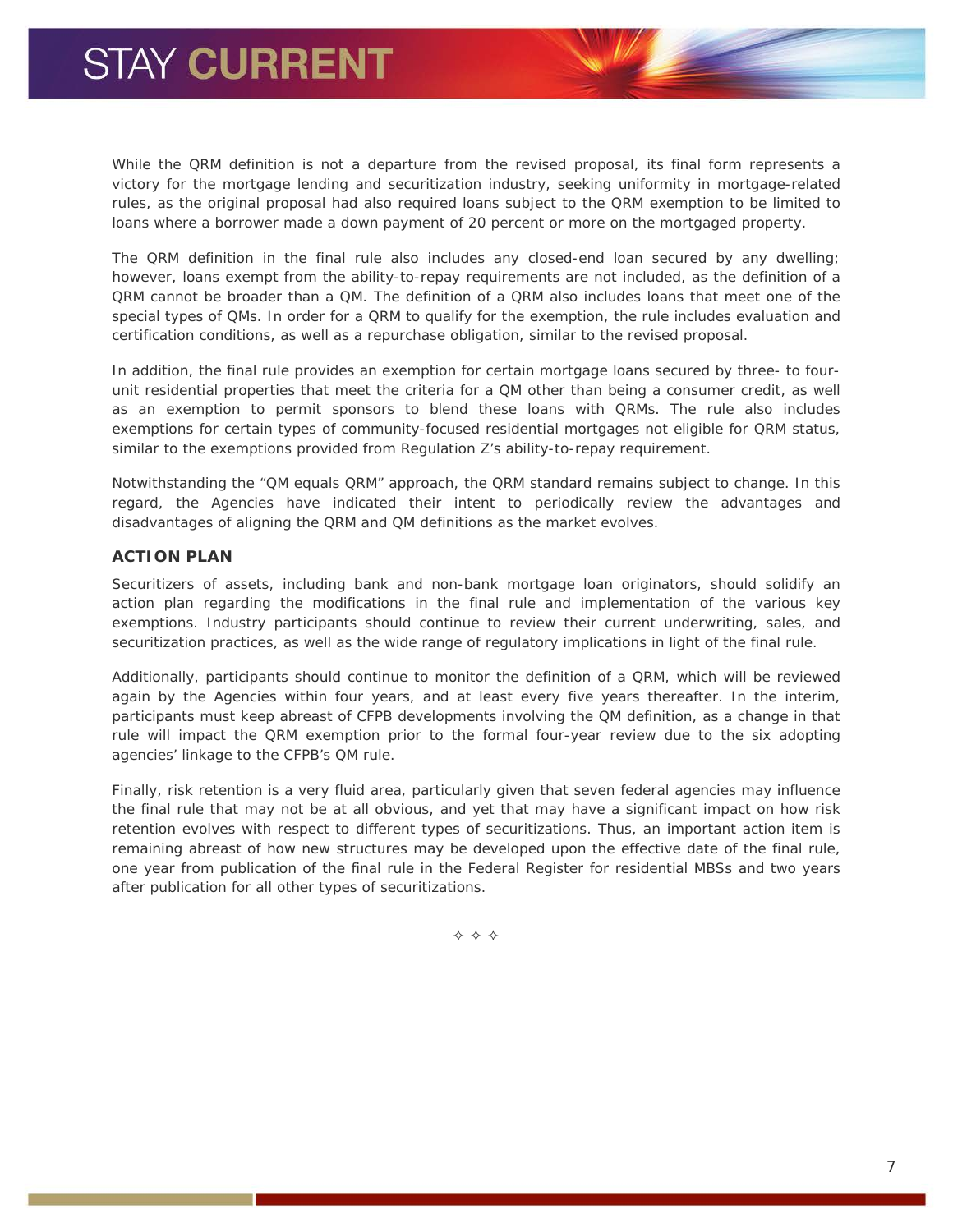While the QRM definition is not a departure from the revised proposal, its final form represents a victory for the mortgage lending and securitization industry, seeking uniformity in mortgage-related rules, as the original proposal had also required loans subject to the QRM exemption to be limited to loans where a borrower made a down payment of 20 percent or more on the mortgaged property.

The QRM definition in the final rule also includes any closed-end loan secured by any dwelling; however, loans exempt from the ability-to-repay requirements are not included, as the definition of a QRM cannot be broader than a QM. The definition of a QRM also includes loans that meet one of the special types of QMs. In order for a QRM to qualify for the exemption, the rule includes evaluation and certification conditions, as well as a repurchase obligation, similar to the revised proposal.

In addition, the final rule provides an exemption for certain mortgage loans secured by three- to four-unit residential properties that meet the criteria for a QM other than being a consumer credit, as well as an exemption to permit sponsors to blend these loans with QRMs. The rule also includes exemptions for certain types of community-focused residential mortgages not eligible for QRM status, similar to the exemptions provided from Regulation Z's ability-to-repay requirement.

Notwithstanding the "QM equals QRM" approach, the QRM standard remains subject to change. In this regard, the Agencies have indicated their intent to periodically review the advantages and disadvantages of aligning the QRM and QM definitions as the market evolves.

## ACTION PLAN

Securitizers of assets, including bank and non-bank mortgage loan originators, should solidify an action plan regarding the modifications in the final rule and implementation of the various key exemptions. Industry participants should continue to review their current underwriting, sales, and securitization practices, as well as the wide range of regulatory implications in light of the final rule.

Additionally, participants should continue to monitor the definition of a QRM, which will be reviewed again by the Agencies within four years, and at least every five years thereafter. In the interim, participants must keep abreast of CFPB developments involving the QM definition, as a change in that rule will impact the QRM exemption prior to the formal four-year review due to the six adopting agencies' linkage to the CFPB's QM rule.

Finally, risk retention is a very fluid area, particularly given that seven federal agencies may influence the final rule that may not be at all obvious, and yet that may have a significant impact on how risk retention evolves with respect to different types of securitizations. Thus, an important action item is remaining abreast of how new structures may be developed upon the effective date of the final rule, one year from publication of the final rule in the Federal Register for residential MBSs and two years after publication for all other types of securitizations.

✧ ✧ ✧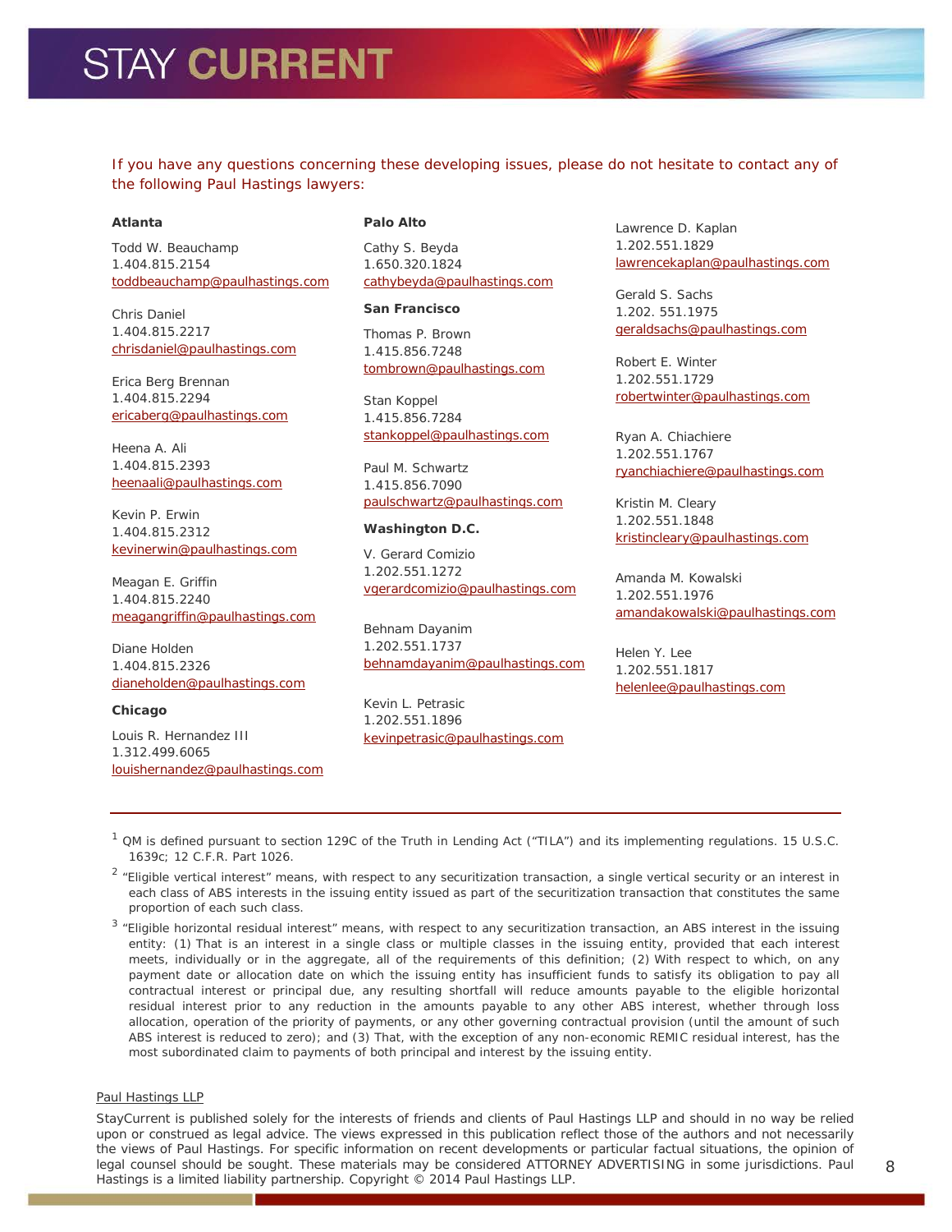If you have any questions concerning these developing issues, please do not hesitate to contact any of the following Paul Hastings lawyers:

**Atlanta**

Todd W. Beauchamp
1.404.815.2154
toddbeauchamp@paulhastings.com

Chris Daniel
1.404.815.2217
chrisdaniel@paulhastings.com

Erica Berg Brennan
1.404.815.2294
ericaberg@paulhastings.com

Heena A. Ali
1.404.815.2393
heenaali@paulhastings.com

Kevin P. Erwin
1.404.815.2312
kevinerwin@paulhastings.com

Meagan E. Griffin
1.404.815.2240
meagangriffin@paulhastings.com

Diane Holden
1.404.815.2326
dianeholden@paulhastings.com

**Chicago**

Louis R. Hernandez III
1.312.499.6065
louishernandez@paulhastings.com

**Palo Alto**

Cathy S. Beyda
1.650.320.1824
cathybeyda@paulhastings.com

**San Francisco**

Thomas P. Brown
1.415.856.7248
tombrown@paulhastings.com

Stan Koppel
1.415.856.7284
stankoppel@paulhastings.com

Paul M. Schwartz
1.415.856.7090
paulschwartz@paulhastings.com

**Washington D.C.**

V. Gerard Comizio
1.202.551.1272
vgerardcomizio@paulhastings.com

Behnam Dayanim
1.202.551.1737
behnamdayanim@paulhastings.com

Kevin L. Petrasic
1.202.551.1896
kevinpetrasic@paulhastings.com

Lawrence D. Kaplan
1.202.551.1829
lawrencekaplan@paulhastings.com

Gerald S. Sachs
1.202. 551.1975
geraldsachs@paulhastings.com

Robert E. Winter
1.202.551.1729
robertwinter@paulhastings.com

Ryan A. Chiachiere
1.202.551.1767
ryanchiachiere@paulhastings.com

Kristin M. Cleary
1.202.551.1848
kristincleary@paulhastings.com

Amanda M. Kowalski
1.202.551.1976
amandakowalski@paulhastings.com

Helen Y. Lee
1.202.551.1817
helenlee@paulhastings.com

---

[1] QM is defined pursuant to section 129C of the Truth in Lending Act ("TILA") and its implementing regulations. 15 U.S.C. 1639c; 12 C.F.R. Part 1026.

[2] "Eligible vertical interest" means, with respect to any securitization transaction, a single vertical security or an interest in each class of ABS interests in the issuing entity issued as part of the securitization transaction that constitutes the same proportion of each such class.

[3] "Eligible horizontal residual interest" means, with respect to any securitization transaction, an ABS interest in the issuing entity: (1) That is an interest in a single class or multiple classes in the issuing entity, provided that each interest meets, individually or in the aggregate, all of the requirements of this definition; (2) With respect to which, on any payment date or allocation date on which the issuing entity has insufficient funds to satisfy its obligation to pay all contractual interest or principal due, any resulting shortfall will reduce amounts payable to the eligible horizontal residual interest prior to any reduction in the amounts payable to any other ABS interest, whether through loss allocation, operation of the priority of payments, or any other governing contractual provision (until the amount of such ABS interest is reduced to zero); and (3) That, with the exception of any non-economic REMIC residual interest, has the most subordinated claim to payments of both principal and interest by the issuing entity.

Paul Hastings LLP

StayCurrent is published solely for the interests of friends and clients of Paul Hastings LLP and should in no way be relied upon or construed as legal advice. The views expressed in this publication reflect those of the authors and not necessarily the views of Paul Hastings. For specific information on recent developments or particular factual situations, the opinion of legal counsel should be sought. These materials may be considered ATTORNEY ADVERTISING in some jurisdictions. Paul Hastings is a limited liability partnership. Copyright © 2014 Paul Hastings LLP.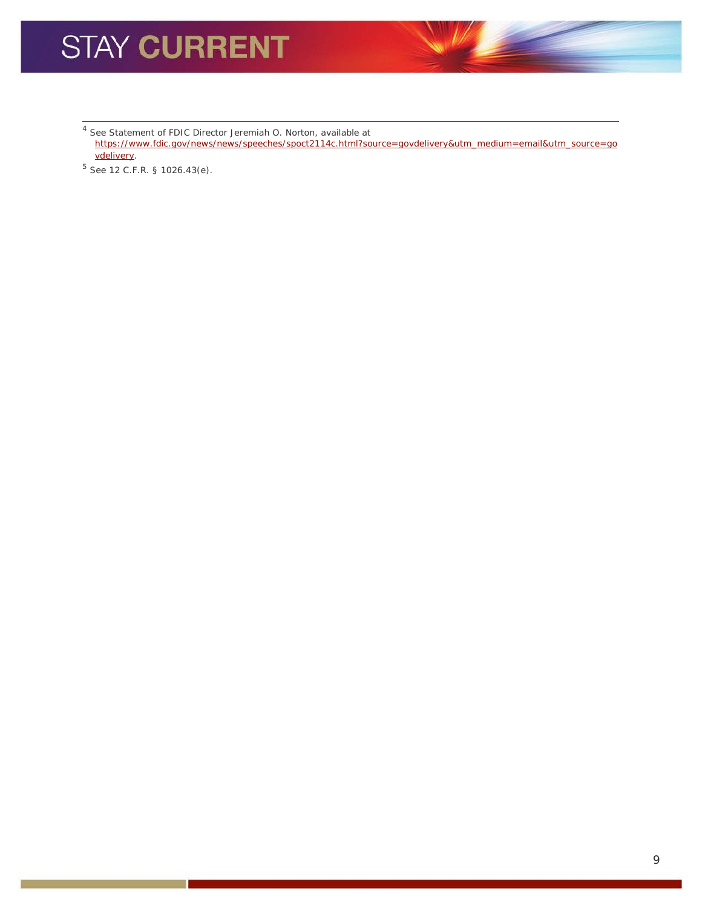[4] See Statement of FDIC Director Jeremiah O. Norton, available at https://www.fdic.gov/news/news/speeches/spoct2114c.html?source=govdelivery&utm_medium=email&utm_source=govdelivery.

[5] See 12 C.F.R. § 1026.43(e).